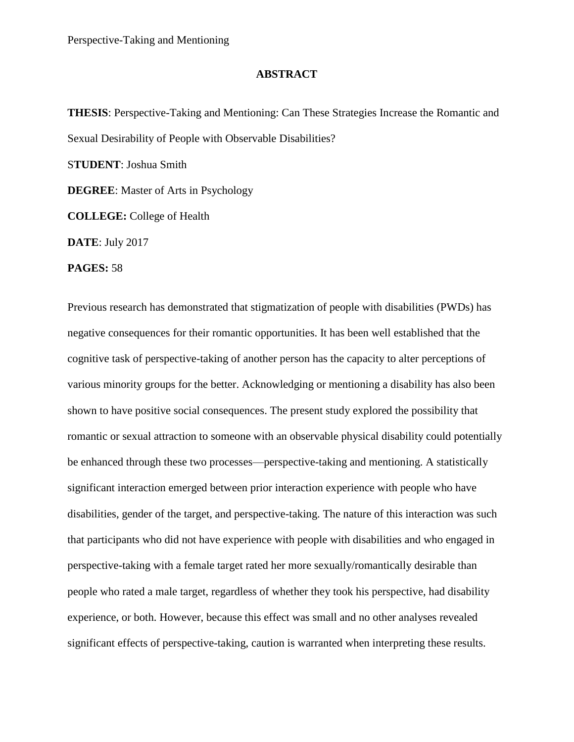## ABSTRACT

**THESIS**: Perspective-Taking and Mentioning: Can These Strategies Increase the Romantic and Sexual Desirability of People with Observable Disabilities?

S**TUDENT**: Joshua Smith

**DEGREE**: Master of Arts in Psychology

**COLLEGE:** College of Health

**DATE**: July 2017

**PAGES:** 58

Previous research has demonstrated that stigmatization of people with disabilities (PWDs) has negative consequences for their romantic opportunities. It has been well established that the cognitive task of perspective-taking of another person has the capacity to alter perceptions of various minority groups for the better. Acknowledging or mentioning a disability has also been shown to have positive social consequences. The present study explored the possibility that romantic or sexual attraction to someone with an observable physical disability could potentially be enhanced through these two processes—perspective-taking and mentioning. A statistically significant interaction emerged between prior interaction experience with people who have disabilities, gender of the target, and perspective-taking. The nature of this interaction was such that participants who did not have experience with people with disabilities and who engaged in perspective-taking with a female target rated her more sexually/romantically desirable than people who rated a male target, regardless of whether they took his perspective, had disability experience, or both. However, because this effect was small and no other analyses revealed significant effects of perspective-taking, caution is warranted when interpreting these results.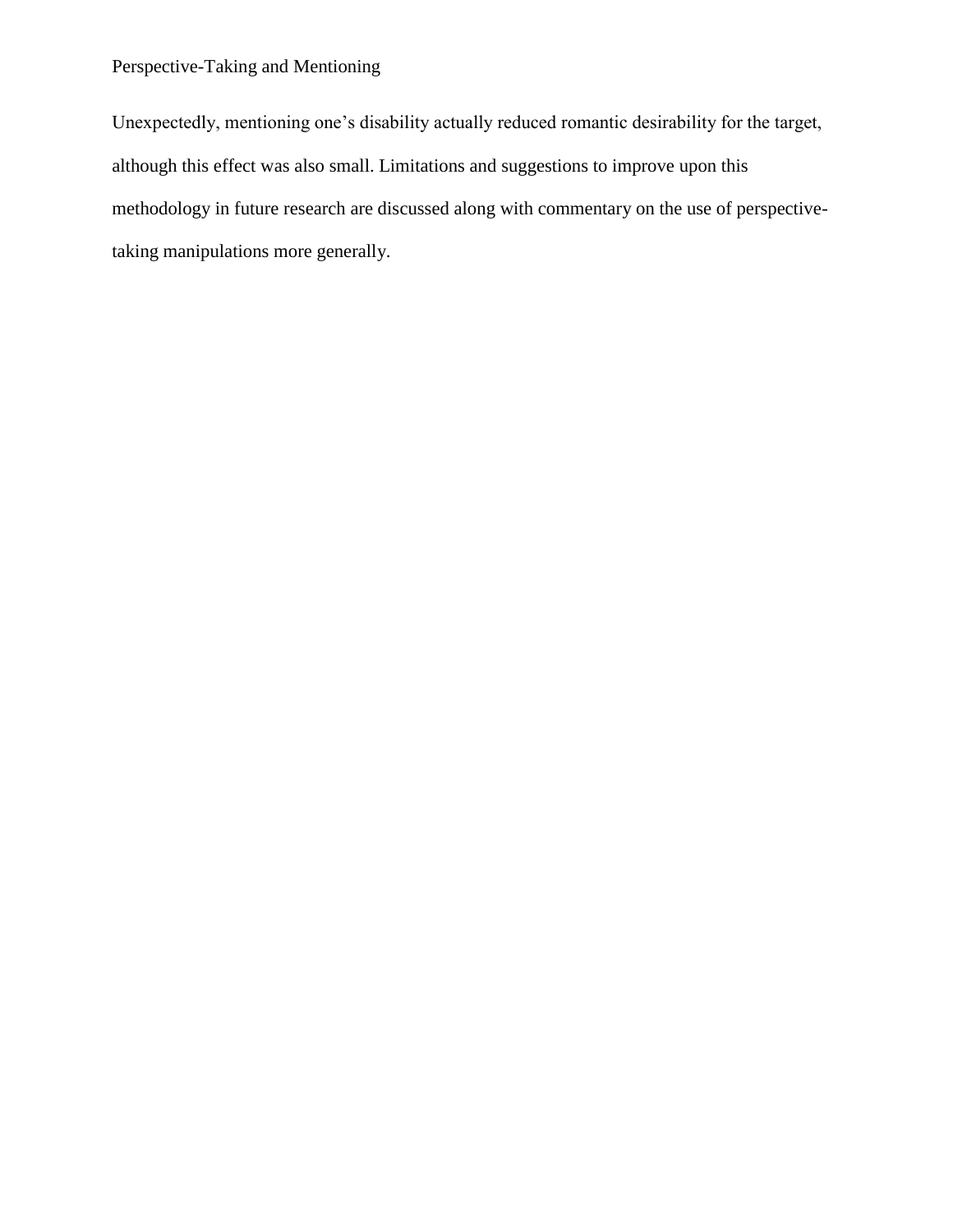Unexpectedly, mentioning one's disability actually reduced romantic desirability for the target, although this effect was also small. Limitations and suggestions to improve upon this methodology in future research are discussed along with commentary on the use of perspective-taking manipulations more generally.